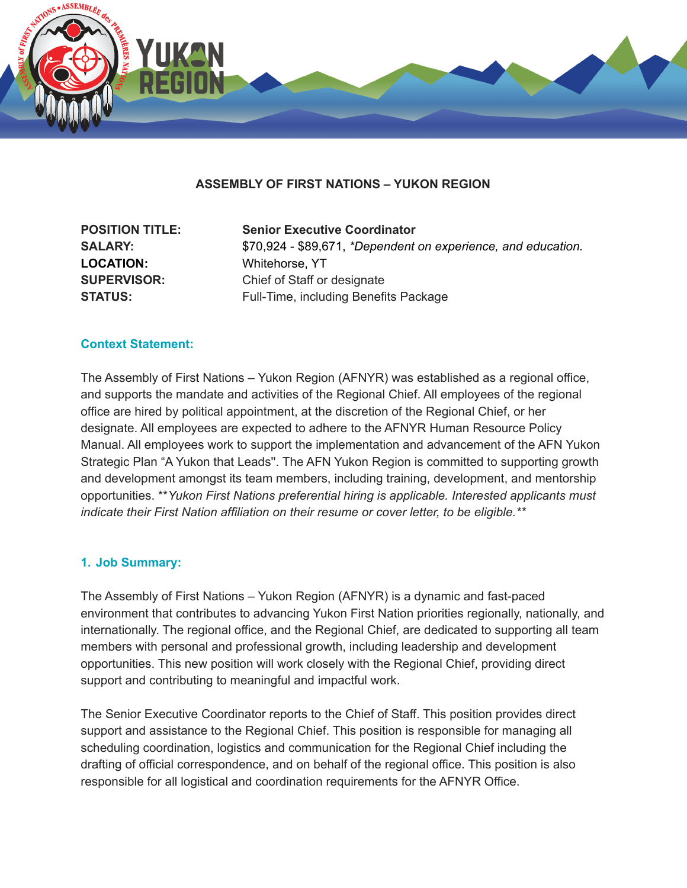# ASSEMBLY OF FIRST NATIONS – YUKON REGION

| | |
|---|---|
| **POSITION TITLE:** | **Senior Executive Coordinator** |
| **SALARY:** | $70,924 - $89,671, *\*Dependent on experience, and education.* |
| **LOCATION:** | Whitehorse, YT |
| **SUPERVISOR:** | Chief of Staff or designate |
| **STATUS:** | Full-Time, including Benefits Package |

## Context Statement:

The Assembly of First Nations – Yukon Region (AFNYR) was established as a regional office, and supports the mandate and activities of the Regional Chief. All employees of the regional office are hired by political appointment, at the discretion of the Regional Chief, or her designate. All employees are expected to adhere to the AFNYR Human Resource Policy Manual. All employees work to support the implementation and advancement of the AFN Yukon Strategic Plan "A Yukon that Leads". The AFN Yukon Region is committed to supporting growth and development amongst its team members, including training, development, and mentorship opportunities. ***Yukon First Nations preferential hiring is applicable. Interested applicants must indicate their First Nation affiliation on their resume or cover letter, to be eligible.***

## 1. Job Summary:

The Assembly of First Nations – Yukon Region (AFNYR) is a dynamic and fast-paced environment that contributes to advancing Yukon First Nation priorities regionally, nationally, and internationally. The regional office, and the Regional Chief, are dedicated to supporting all team members with personal and professional growth, including leadership and development opportunities. This new position will work closely with the Regional Chief, providing direct support and contributing to meaningful and impactful work.

The Senior Executive Coordinator reports to the Chief of Staff. This position provides direct support and assistance to the Regional Chief. This position is responsible for managing all scheduling coordination, logistics and communication for the Regional Chief including the drafting of official correspondence, and on behalf of the regional office. This position is also responsible for all logistical and coordination requirements for the AFNYR Office.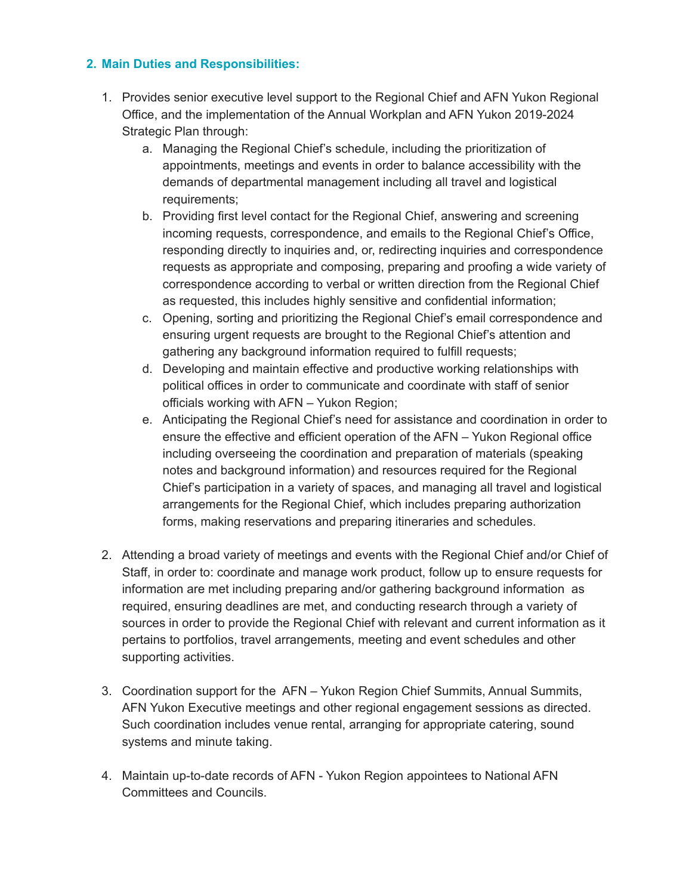## 2. Main Duties and Responsibilities:

1. Provides senior executive level support to the Regional Chief and AFN Yukon Regional Office, and the implementation of the Annual Workplan and AFN Yukon 2019-2024 Strategic Plan through:
    a. Managing the Regional Chief's schedule, including the prioritization of appointments, meetings and events in order to balance accessibility with the demands of departmental management including all travel and logistical requirements;
    b. Providing first level contact for the Regional Chief, answering and screening incoming requests, correspondence, and emails to the Regional Chief's Office, responding directly to inquiries and, or, redirecting inquiries and correspondence requests as appropriate and composing, preparing and proofing a wide variety of correspondence according to verbal or written direction from the Regional Chief as requested, this includes highly sensitive and confidential information;
    c. Opening, sorting and prioritizing the Regional Chief's email correspondence and ensuring urgent requests are brought to the Regional Chief's attention and gathering any background information required to fulfill requests;
    d. Developing and maintain effective and productive working relationships with political offices in order to communicate and coordinate with staff of senior officials working with AFN – Yukon Region;
    e. Anticipating the Regional Chief's need for assistance and coordination in order to ensure the effective and efficient operation of the AFN – Yukon Regional office including overseeing the coordination and preparation of materials (speaking notes and background information) and resources required for the Regional Chief's participation in a variety of spaces, and managing all travel and logistical arrangements for the Regional Chief, which includes preparing authorization forms, making reservations and preparing itineraries and schedules.

2. Attending a broad variety of meetings and events with the Regional Chief and/or Chief of Staff, in order to: coordinate and manage work product, follow up to ensure requests for information are met including preparing and/or gathering background information as required, ensuring deadlines are met, and conducting research through a variety of sources in order to provide the Regional Chief with relevant and current information as it pertains to portfolios, travel arrangements, meeting and event schedules and other supporting activities.

3. Coordination support for the AFN – Yukon Region Chief Summits, Annual Summits, AFN Yukon Executive meetings and other regional engagement sessions as directed. Such coordination includes venue rental, arranging for appropriate catering, sound systems and minute taking.

4. Maintain up-to-date records of AFN - Yukon Region appointees to National AFN Committees and Councils.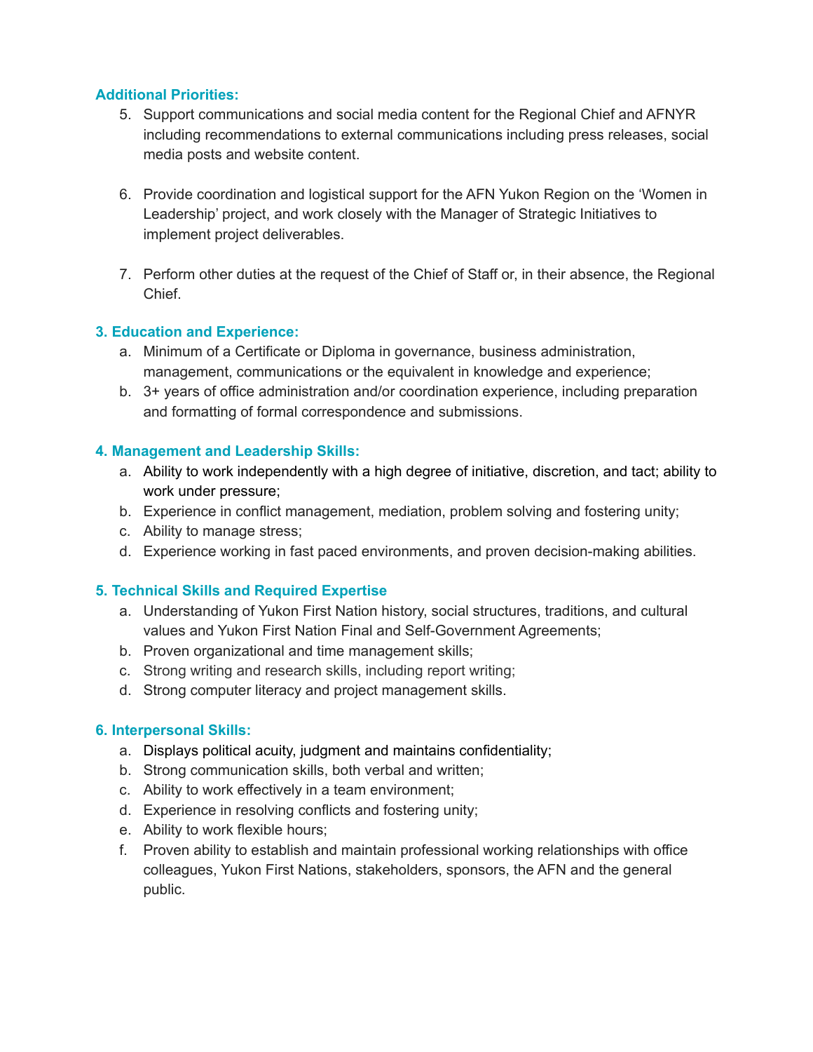### Additional Priorities:

5. Support communications and social media content for the Regional Chief and AFNYR including recommendations to external communications including press releases, social media posts and website content.

6. Provide coordination and logistical support for the AFN Yukon Region on the 'Women in Leadership' project, and work closely with the Manager of Strategic Initiatives to implement project deliverables.

7. Perform other duties at the request of the Chief of Staff or, in their absence, the Regional Chief.

### 3. Education and Experience:

a. Minimum of a Certificate or Diploma in governance, business administration, management, communications or the equivalent in knowledge and experience;
b. 3+ years of office administration and/or coordination experience, including preparation and formatting of formal correspondence and submissions.

### 4. Management and Leadership Skills:

a. Ability to work independently with a high degree of initiative, discretion, and tact; ability to work under pressure;
b. Experience in conflict management, mediation, problem solving and fostering unity;
c. Ability to manage stress;
d. Experience working in fast paced environments, and proven decision-making abilities.

### 5. Technical Skills and Required Expertise

a. Understanding of Yukon First Nation history, social structures, traditions, and cultural values and Yukon First Nation Final and Self-Government Agreements;
b. Proven organizational and time management skills;
c. Strong writing and research skills, including report writing;
d. Strong computer literacy and project management skills.

### 6. Interpersonal Skills:

a. Displays political acuity, judgment and maintains confidentiality;
b. Strong communication skills, both verbal and written;
c. Ability to work effectively in a team environment;
d. Experience in resolving conflicts and fostering unity;
e. Ability to work flexible hours;
f. Proven ability to establish and maintain professional working relationships with office colleagues, Yukon First Nations, stakeholders, sponsors, the AFN and the general public.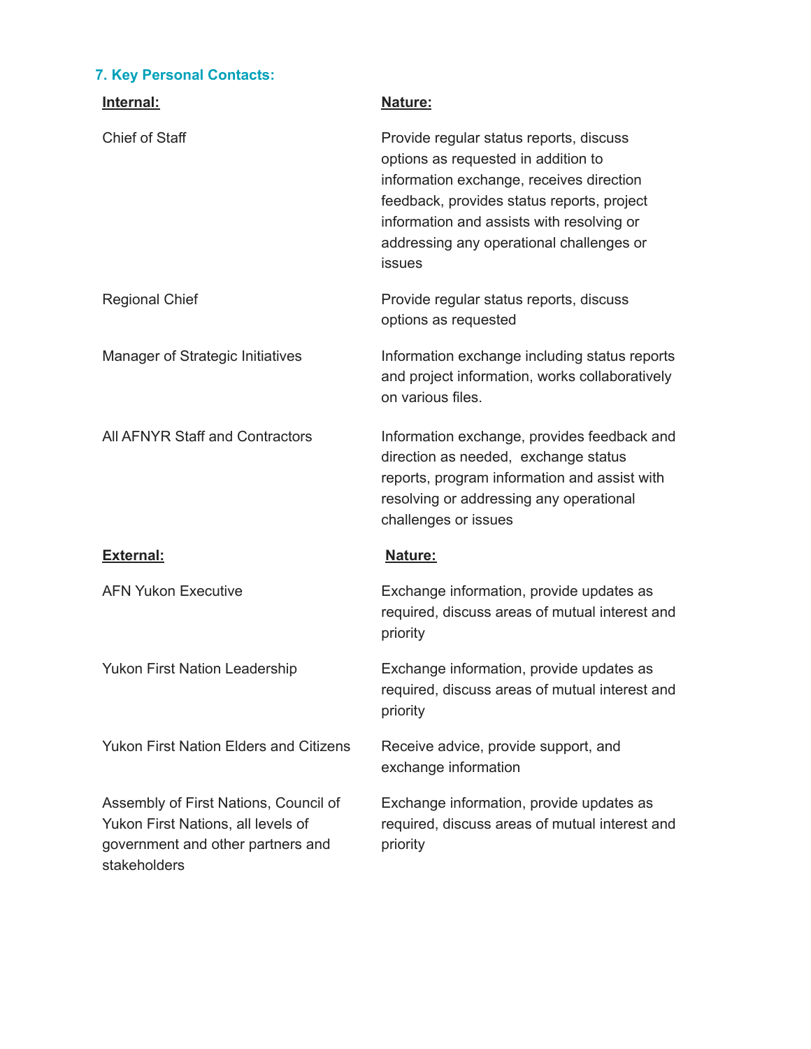### 7. Key Personal Contacts:

| Internal: | Nature: |
| --- | --- |
| Chief of Staff | Provide regular status reports, discuss options as requested in addition to information exchange, receives direction feedback, provides status reports, project information and assists with resolving or addressing any operational challenges or issues |
| Regional Chief | Provide regular status reports, discuss options as requested |
| Manager of Strategic Initiatives | Information exchange including status reports and project information, works collaboratively on various files. |
| All AFNYR Staff and Contractors | Information exchange, provides feedback and direction as needed, exchange status reports, program information and assist with resolving or addressing any operational challenges or issues |

| External: | Nature: |
| --- | --- |
| AFN Yukon Executive | Exchange information, provide updates as required, discuss areas of mutual interest and priority |
| Yukon First Nation Leadership | Exchange information, provide updates as required, discuss areas of mutual interest and priority |
| Yukon First Nation Elders and Citizens | Receive advice, provide support, and exchange information |
| Assembly of First Nations, Council of Yukon First Nations, all levels of government and other partners and stakeholders | Exchange information, provide updates as required, discuss areas of mutual interest and priority |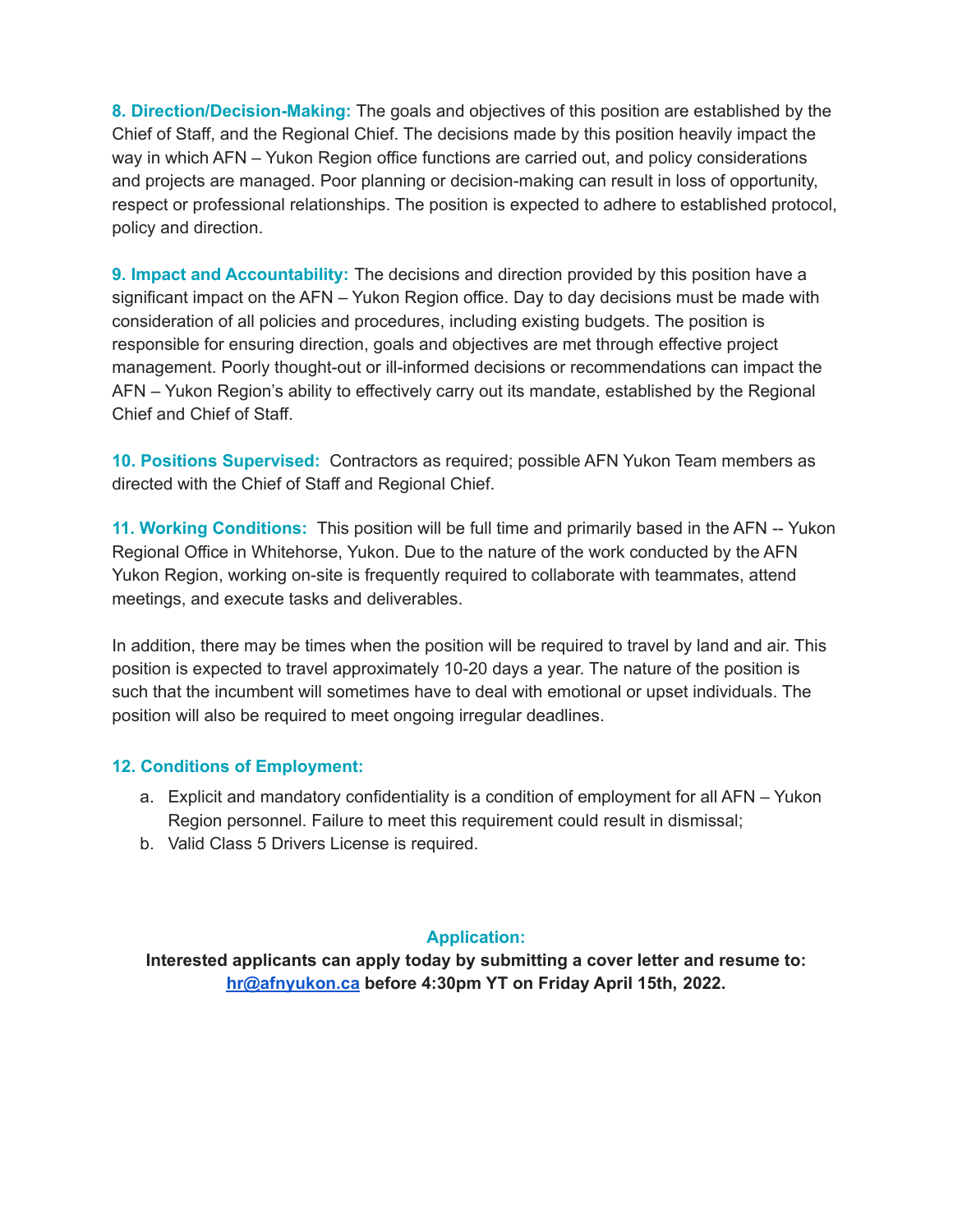**8. Direction/Decision-Making:** The goals and objectives of this position are established by the Chief of Staff, and the Regional Chief. The decisions made by this position heavily impact the way in which AFN – Yukon Region office functions are carried out, and policy considerations and projects are managed. Poor planning or decision-making can result in loss of opportunity, respect or professional relationships. The position is expected to adhere to established protocol, policy and direction.

**9. Impact and Accountability:** The decisions and direction provided by this position have a significant impact on the AFN – Yukon Region office. Day to day decisions must be made with consideration of all policies and procedures, including existing budgets. The position is responsible for ensuring direction, goals and objectives are met through effective project management. Poorly thought-out or ill-informed decisions or recommendations can impact the AFN – Yukon Region's ability to effectively carry out its mandate, established by the Regional Chief and Chief of Staff.

**10. Positions Supervised:** Contractors as required; possible AFN Yukon Team members as directed with the Chief of Staff and Regional Chief.

**11. Working Conditions:** This position will be full time and primarily based in the AFN -- Yukon Regional Office in Whitehorse, Yukon. Due to the nature of the work conducted by the AFN Yukon Region, working on-site is frequently required to collaborate with teammates, attend meetings, and execute tasks and deliverables.

In addition, there may be times when the position will be required to travel by land and air. This position is expected to travel approximately 10-20 days a year. The nature of the position is such that the incumbent will sometimes have to deal with emotional or upset individuals. The position will also be required to meet ongoing irregular deadlines.

**12. Conditions of Employment:**

a. Explicit and mandatory confidentiality is a condition of employment for all AFN – Yukon Region personnel. Failure to meet this requirement could result in dismissal;
b. Valid Class 5 Drivers License is required.

**Application:**

**Interested applicants can apply today by submitting a cover letter and resume to: hr@afnyukon.ca before 4:30pm YT on Friday April 15th, 2022.**